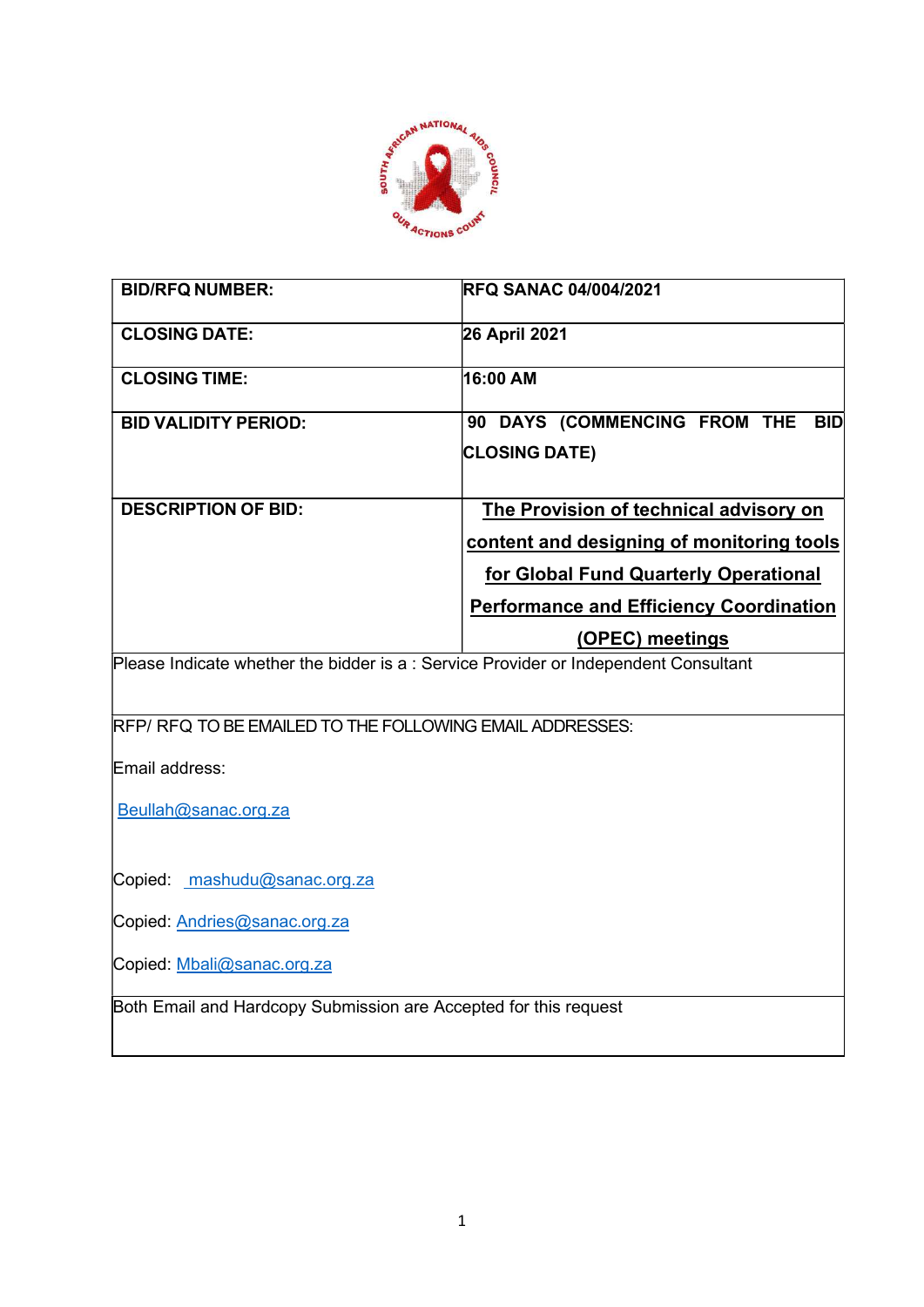| BID/RFQ NUMBER: | RFQ SANAC 04/004/2021 |
|---|---|
| CLOSING DATE: | 26 April 2021 |
| CLOSING TIME: | 16:00 AM |
| BID VALIDITY PERIOD: | 90 DAYS (COMMENCING FROM THE BID CLOSING DATE) |
| DESCRIPTION OF BID: | **The Provision of technical advisory on content and designing of monitoring tools for Global Fund Quarterly Operational Performance and Efficiency Coordination (OPEC) meetings** |
| Please Indicate whether the bidder is a : Service Provider or Independent Consultant | |
| RFP/ RFQ TO BE EMAILED TO THE FOLLOWING EMAIL ADDRESSES:<br><br>Email address:<br><br>Beullah@sanac.org.za<br><br>Copied: mashudu@sanac.org.za<br><br>Copied: Andries@sanac.org.za<br><br>Copied: Mbali@sanac.org.za | |
| Both Email and Hardcopy Submission are Accepted for this request | |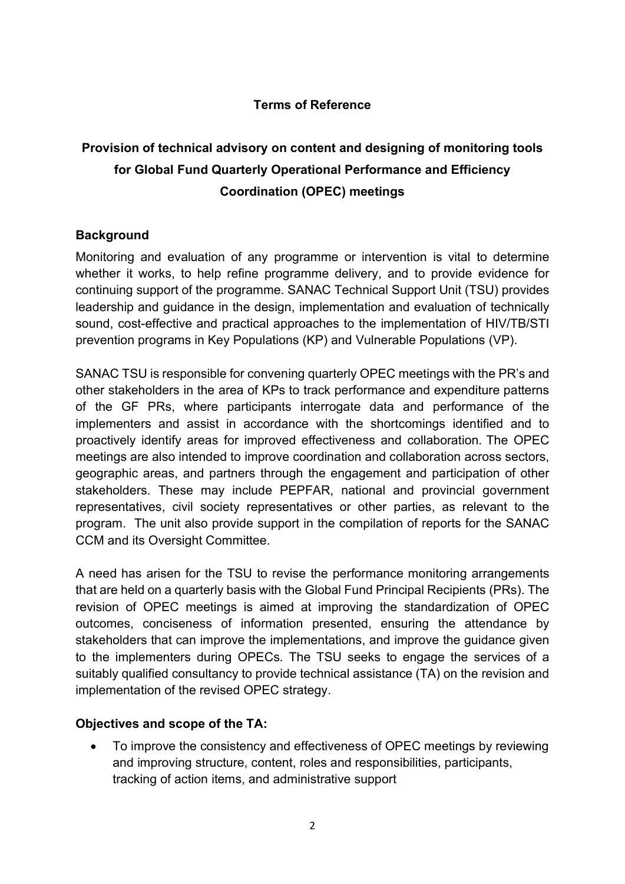**Terms of Reference**

# Provision of technical advisory on content and designing of monitoring tools for Global Fund Quarterly Operational Performance and Efficiency Coordination (OPEC) meetings

## Background

Monitoring and evaluation of any programme or intervention is vital to determine whether it works, to help refine programme delivery, and to provide evidence for continuing support of the programme. SANAC Technical Support Unit (TSU) provides leadership and guidance in the design, implementation and evaluation of technically sound, cost-effective and practical approaches to the implementation of HIV/TB/STI prevention programs in Key Populations (KP) and Vulnerable Populations (VP).

SANAC TSU is responsible for convening quarterly OPEC meetings with the PR's and other stakeholders in the area of KPs to track performance and expenditure patterns of the GF PRs, where participants interrogate data and performance of the implementers and assist in accordance with the shortcomings identified and to proactively identify areas for improved effectiveness and collaboration. The OPEC meetings are also intended to improve coordination and collaboration across sectors, geographic areas, and partners through the engagement and participation of other stakeholders. These may include PEPFAR, national and provincial government representatives, civil society representatives or other parties, as relevant to the program. The unit also provide support in the compilation of reports for the SANAC CCM and its Oversight Committee.

A need has arisen for the TSU to revise the performance monitoring arrangements that are held on a quarterly basis with the Global Fund Principal Recipients (PRs). The revision of OPEC meetings is aimed at improving the standardization of OPEC outcomes, conciseness of information presented, ensuring the attendance by stakeholders that can improve the implementations, and improve the guidance given to the implementers during OPECs. The TSU seeks to engage the services of a suitably qualified consultancy to provide technical assistance (TA) on the revision and implementation of the revised OPEC strategy.

## Objectives and scope of the TA:

- To improve the consistency and effectiveness of OPEC meetings by reviewing and improving structure, content, roles and responsibilities, participants, tracking of action items, and administrative support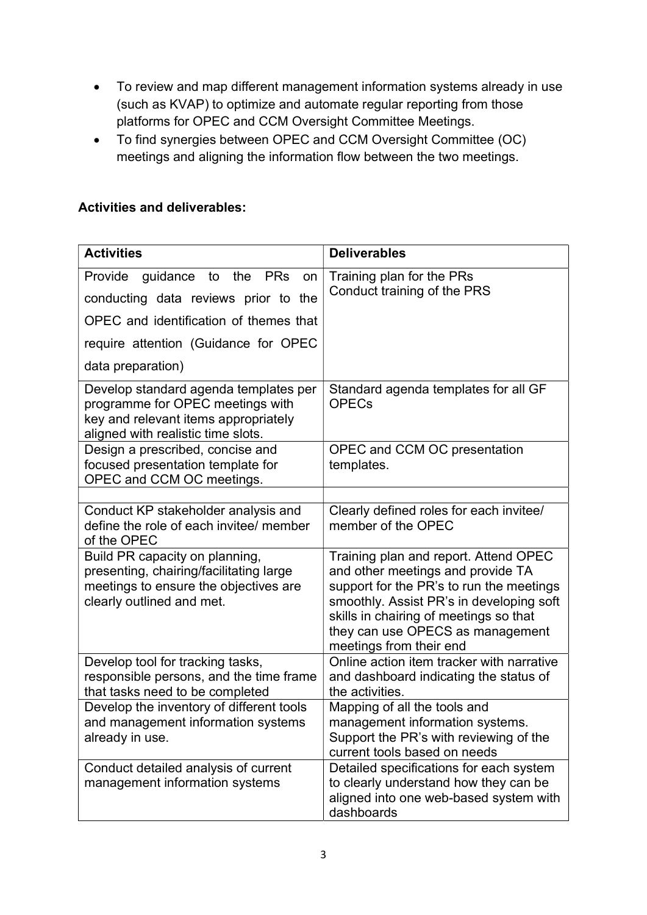- To review and map different management information systems already in use (such as KVAP) to optimize and automate regular reporting from those platforms for OPEC and CCM Oversight Committee Meetings.
- To find synergies between OPEC and CCM Oversight Committee (OC) meetings and aligning the information flow between the two meetings.

**Activities and deliverables:**

| Activities | Deliverables |
|---|---|
| Provide guidance to the PRs on conducting data reviews prior to the OPEC and identification of themes that require attention (Guidance for OPEC data preparation) | Training plan for the PRs<br>Conduct training of the PRS |
| Develop standard agenda templates per programme for OPEC meetings with key and relevant items appropriately aligned with realistic time slots. | Standard agenda templates for all GF OPECs |
| Design a prescribed, concise and focused presentation template for OPEC and CCM OC meetings. | OPEC and CCM OC presentation templates. |
| | |
| Conduct KP stakeholder analysis and define the role of each invitee/ member of the OPEC | Clearly defined roles for each invitee/ member of the OPEC |
| Build PR capacity on planning, presenting, chairing/facilitating large meetings to ensure the objectives are clearly outlined and met. | Training plan and report. Attend OPEC and other meetings and provide TA support for the PR's to run the meetings smoothly. Assist PR's in developing soft skills in chairing of meetings so that they can use OPECS as management meetings from their end |
| Develop tool for tracking tasks, responsible persons, and the time frame that tasks need to be completed | Online action item tracker with narrative and dashboard indicating the status of the activities. |
| Develop the inventory of different tools and management information systems already in use. | Mapping of all the tools and management information systems.<br>Support the PR's with reviewing of the current tools based on needs |
| Conduct detailed analysis of current management information systems | Detailed specifications for each system to clearly understand how they can be aligned into one web-based system with dashboards |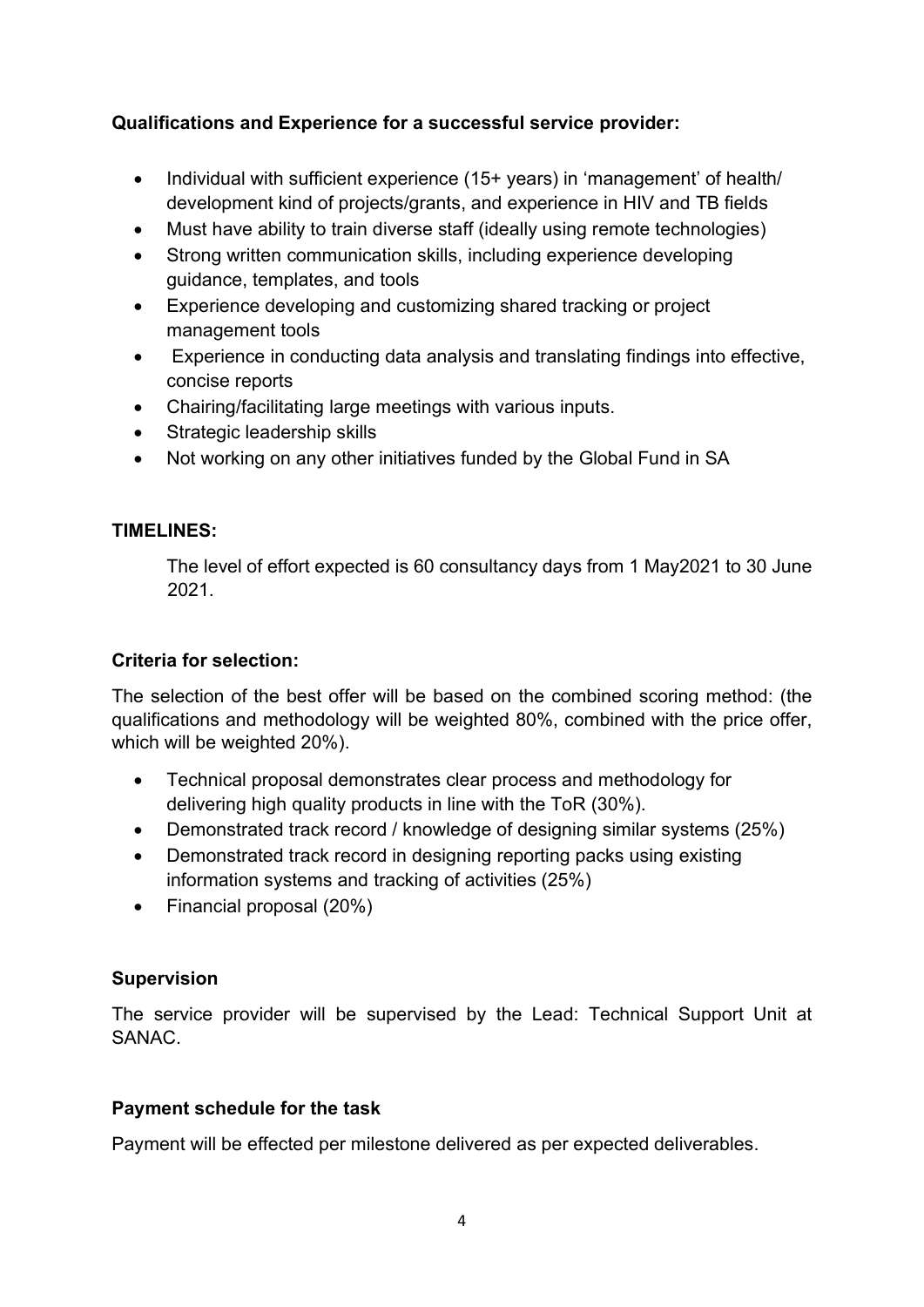**Qualifications and Experience for a successful service provider:**

- Individual with sufficient experience (15+ years) in 'management' of health/ development kind of projects/grants, and experience in HIV and TB fields
- Must have ability to train diverse staff (ideally using remote technologies)
- Strong written communication skills, including experience developing guidance, templates, and tools
- Experience developing and customizing shared tracking or project management tools
- Experience in conducting data analysis and translating findings into effective, concise reports
- Chairing/facilitating large meetings with various inputs.
- Strategic leadership skills
- Not working on any other initiatives funded by the Global Fund in SA

**TIMELINES:**

The level of effort expected is 60 consultancy days from 1 May2021 to 30 June 2021.

**Criteria for selection:**

The selection of the best offer will be based on the combined scoring method: (the qualifications and methodology will be weighted 80%, combined with the price offer, which will be weighted 20%).

- Technical proposal demonstrates clear process and methodology for delivering high quality products in line with the ToR (30%).
- Demonstrated track record / knowledge of designing similar systems (25%)
- Demonstrated track record in designing reporting packs using existing information systems and tracking of activities (25%)
- Financial proposal (20%)

**Supervision**

The service provider will be supervised by the Lead: Technical Support Unit at SANAC.

**Payment schedule for the task**

Payment will be effected per milestone delivered as per expected deliverables.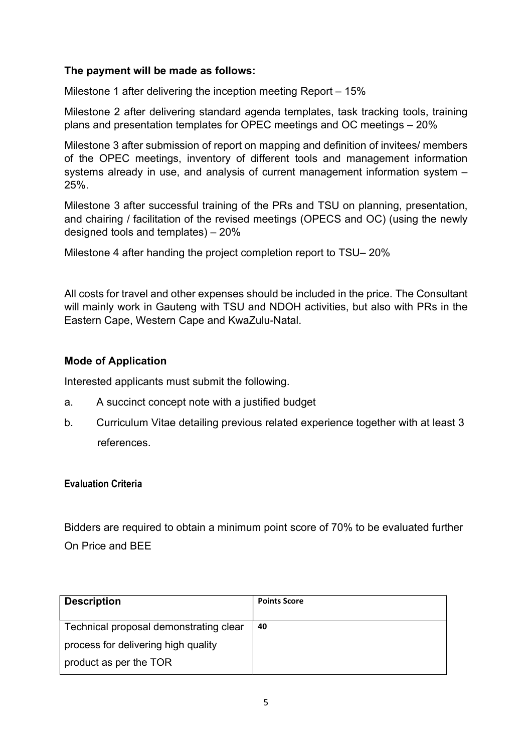**The payment will be made as follows:**

Milestone 1 after delivering the inception meeting Report – 15%

Milestone 2 after delivering standard agenda templates, task tracking tools, training plans and presentation templates for OPEC meetings and OC meetings – 20%

Milestone 3 after submission of report on mapping and definition of invitees/ members of the OPEC meetings, inventory of different tools and management information systems already in use, and analysis of current management information system – 25%.

Milestone 3 after successful training of the PRs and TSU on planning, presentation, and chairing / facilitation of the revised meetings (OPECS and OC) (using the newly designed tools and templates) – 20%

Milestone 4 after handing the project completion report to TSU– 20%

All costs for travel and other expenses should be included in the price. The Consultant will mainly work in Gauteng with TSU and NDOH activities, but also with PRs in the Eastern Cape, Western Cape and KwaZulu-Natal.

### Mode of Application

Interested applicants must submit the following.

a. A succinct concept note with a justified budget

b. Curriculum Vitae detailing previous related experience together with at least 3 references.

#### Evaluation Criteria

Bidders are required to obtain a minimum point score of 70% to be evaluated further On Price and BEE

| Description | Points Score |
| --- | --- |
| Technical proposal demonstrating clear process for delivering high quality product as per the TOR | 40 |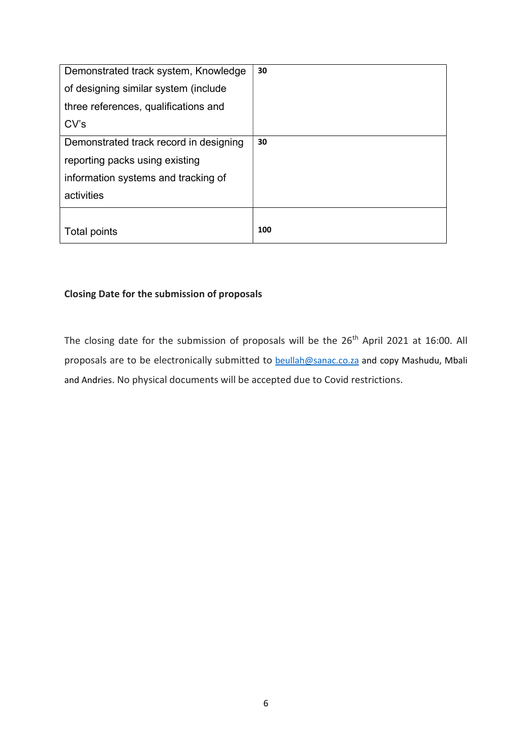| | |
|---|---|
| Demonstrated track system, Knowledge of designing similar system (include three references, qualifications and CV's | **30** |
| Demonstrated track record in designing reporting packs using existing information systems and tracking of activities | **30** |
| Total points | **100** |

**Closing Date for the submission of proposals**

The closing date for the submission of proposals will be the 26th April 2021 at 16:00. All proposals are to be electronically submitted to beullah@sanac.co.za and copy Mashudu, Mbali and Andries. No physical documents will be accepted due to Covid restrictions.